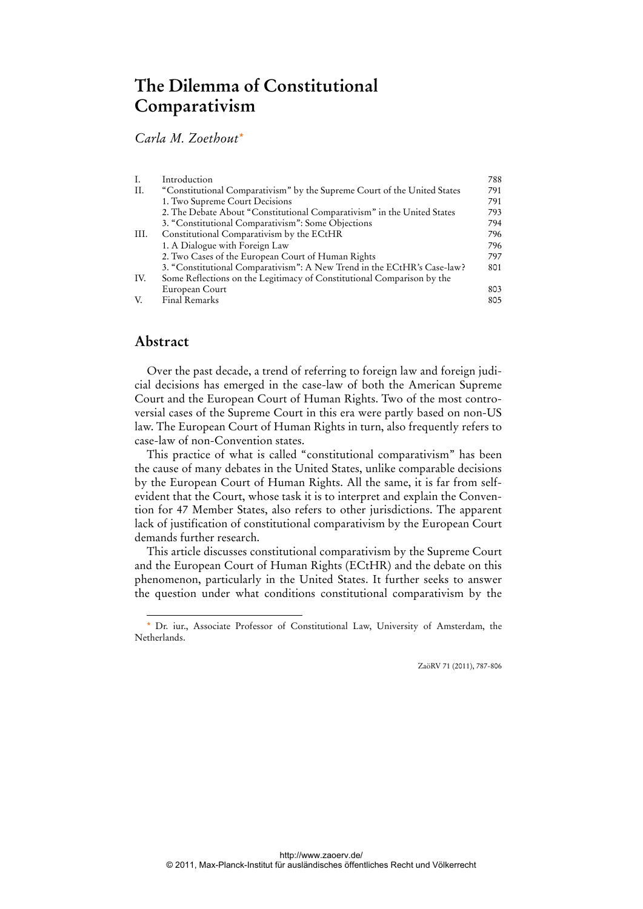# The Dilemma of Constitutional Comparativism

*Carla M. Zoethout**

| | | |
|---|---|---|
| I. | Introduction | 788 |
| II. | "Constitutional Comparativism" by the Supreme Court of the United States | 791 |
| | 1. Two Supreme Court Decisions | 791 |
| | 2. The Debate About "Constitutional Comparativism" in the United States | 793 |
| | 3. "Constitutional Comparativism": Some Objections | 794 |
| III. | Constitutional Comparativism by the ECtHR | 796 |
| | 1. A Dialogue with Foreign Law | 796 |
| | 2. Two Cases of the European Court of Human Rights | 797 |
| | 3. "Constitutional Comparativism": A New Trend in the ECtHR's Case-law? | 801 |
| IV. | Some Reflections on the Legitimacy of Constitutional Comparison by the European Court | 803 |
| V. | Final Remarks | 805 |

## Abstract

Over the past decade, a trend of referring to foreign law and foreign judicial decisions has emerged in the case-law of both the American Supreme Court and the European Court of Human Rights. Two of the most controversial cases of the Supreme Court in this era were partly based on non-US law. The European Court of Human Rights in turn, also frequently refers to case-law of non-Convention states.

This practice of what is called "constitutional comparativism" has been the cause of many debates in the United States, unlike comparable decisions by the European Court of Human Rights. All the same, it is far from self-evident that the Court, whose task it is to interpret and explain the Convention for 47 Member States, also refers to other jurisdictions. The apparent lack of justification of constitutional comparativism by the European Court demands further research.

This article discusses constitutional comparativism by the Supreme Court and the European Court of Human Rights (ECtHR) and the debate on this phenomenon, particularly in the United States. It further seeks to answer the question under what conditions constitutional comparativism by the

---

\* Dr. iur., Associate Professor of Constitutional Law, University of Amsterdam, the Netherlands.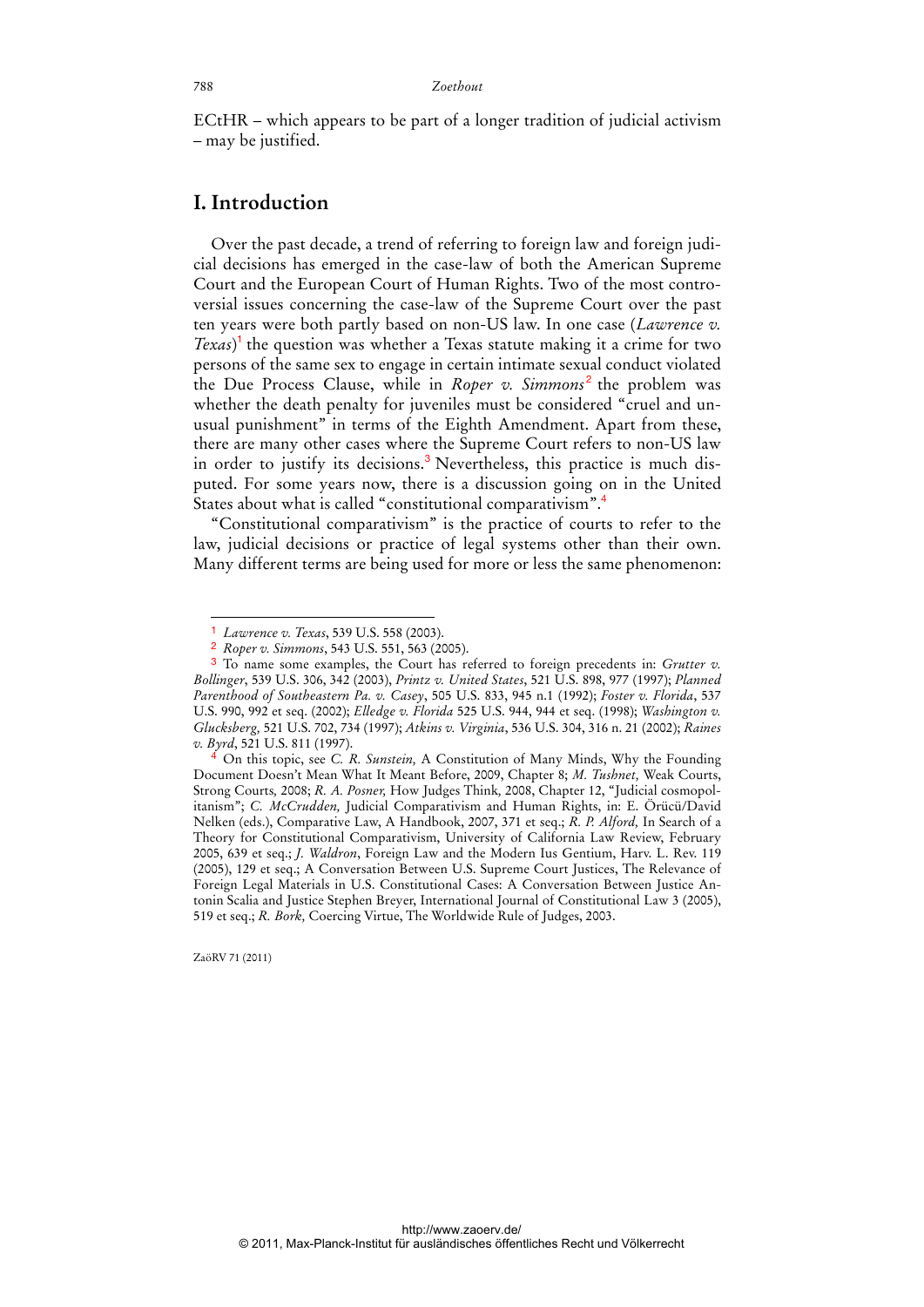ECtHR – which appears to be part of a longer tradition of judicial activism – may be justified.

## I. Introduction

Over the past decade, a trend of referring to foreign law and foreign judicial decisions has emerged in the case-law of both the American Supreme Court and the European Court of Human Rights. Two of the most controversial issues concerning the case-law of the Supreme Court over the past ten years were both partly based on non-US law. In one case (*Lawrence v. Texas*)[1] the question was whether a Texas statute making it a crime for two persons of the same sex to engage in certain intimate sexual conduct violated the Due Process Clause, while in *Roper v. Simmons*[2] the problem was whether the death penalty for juveniles must be considered "cruel and unusual punishment" in terms of the Eighth Amendment. Apart from these, there are many other cases where the Supreme Court refers to non-US law in order to justify its decisions.[3] Nevertheless, this practice is much disputed. For some years now, there is a discussion going on in the United States about what is called "constitutional comparativism".[4]

"Constitutional comparativism" is the practice of courts to refer to the law, judicial decisions or practice of legal systems other than their own. Many different terms are being used for more or less the same phenomenon:

---

[1] *Lawrence v. Texas*, 539 U.S. 558 (2003).

[2] *Roper v. Simmons*, 543 U.S. 551, 563 (2005).

[3] To name some examples, the Court has referred to foreign precedents in: *Grutter v. Bollinger*, 539 U.S. 306, 342 (2003), *Printz v. United States*, 521 U.S. 898, 977 (1997); *Planned Parenthood of Southeastern Pa. v. Casey*, 505 U.S. 833, 945 n.1 (1992); *Foster v. Florida*, 537 U.S. 990, 992 et seq. (2002); *Elledge v. Florida* 525 U.S. 944, 944 et seq. (1998); *Washington v. Glucksberg,* 521 U.S. 702, 734 (1997); *Atkins v. Virginia*, 536 U.S. 304, 316 n. 21 (2002); *Raines v. Byrd*, 521 U.S. 811 (1997).

[4] On this topic, see *C. R. Sunstein,* A Constitution of Many Minds, Why the Founding Document Doesn't Mean What It Meant Before, 2009, Chapter 8; *M. Tushnet,* Weak Courts, Strong Courts, 2008; *R. A. Posner,* How Judges Think, 2008, Chapter 12, "Judicial cosmopolitanism"; *C. McCrudden,* Judicial Comparativism and Human Rights, in: E. Örücü/David Nelken (eds.), Comparative Law, A Handbook, 2007, 371 et seq.; *R. P. Alford,* In Search of a Theory for Constitutional Comparativism, University of California Law Review, February 2005, 639 et seq.; *J. Waldron*, Foreign Law and the Modern Ius Gentium, Harv. L. Rev. 119 (2005), 129 et seq.; A Conversation Between U.S. Supreme Court Justices, The Relevance of Foreign Legal Materials in U.S. Constitutional Cases: A Conversation Between Justice Antonin Scalia and Justice Stephen Breyer, International Journal of Constitutional Law 3 (2005), 519 et seq.; *R. Bork,* Coercing Virtue, The Worldwide Rule of Judges, 2003.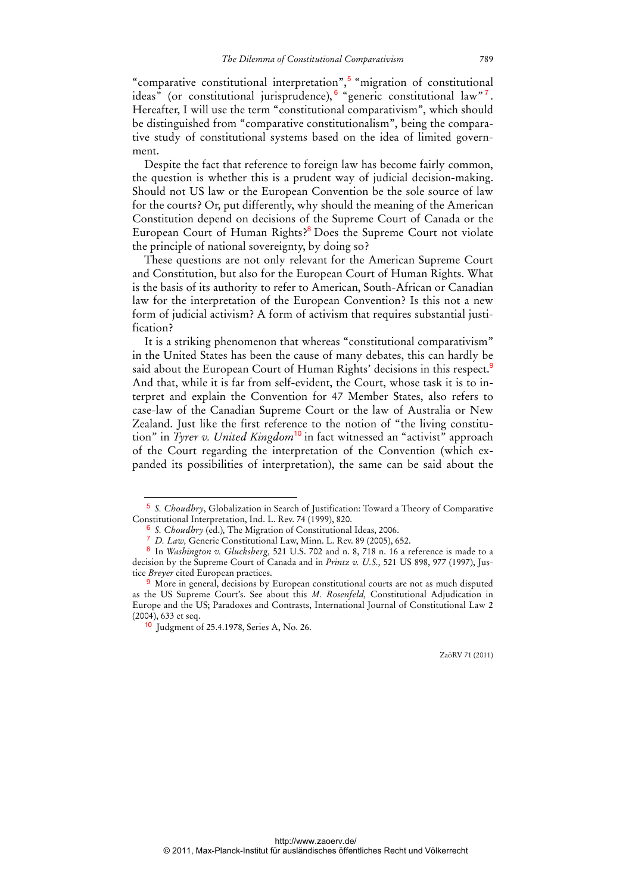"comparative constitutional interpretation",[5] "migration of constitutional ideas" (or constitutional jurisprudence),[6] "generic constitutional law"[7]. Hereafter, I will use the term "constitutional comparativism", which should be distinguished from "comparative constitutionalism", being the comparative study of constitutional systems based on the idea of limited government.

Despite the fact that reference to foreign law has become fairly common, the question is whether this is a prudent way of judicial decision-making. Should not US law or the European Convention be the sole source of law for the courts? Or, put differently, why should the meaning of the American Constitution depend on decisions of the Supreme Court of Canada or the European Court of Human Rights?[8] Does the Supreme Court not violate the principle of national sovereignty, by doing so?

These questions are not only relevant for the American Supreme Court and Constitution, but also for the European Court of Human Rights. What is the basis of its authority to refer to American, South-African or Canadian law for the interpretation of the European Convention? Is this not a new form of judicial activism? A form of activism that requires substantial justification?

It is a striking phenomenon that whereas "constitutional comparativism" in the United States has been the cause of many debates, this can hardly be said about the European Court of Human Rights' decisions in this respect.[9] And that, while it is far from self-evident, the Court, whose task it is to interpret and explain the Convention for 47 Member States, also refers to case-law of the Canadian Supreme Court or the law of Australia or New Zealand. Just like the first reference to the notion of "the living constitution" in *Tyrer v. United Kingdom*[10] in fact witnessed an "activist" approach of the Court regarding the interpretation of the Convention (which expanded its possibilities of interpretation), the same can be said about the

---

[5] *S. Choudhry*, Globalization in Search of Justification: Toward a Theory of Comparative Constitutional Interpretation, Ind. L. Rev. 74 (1999), 820.

[6] *S. Choudhry* (ed.), The Migration of Constitutional Ideas, 2006.

[7] *D. Law,* Generic Constitutional Law, Minn. L. Rev. 89 (2005), 652.

[8] In *Washington v. Glucksberg,* 521 U.S. 702 and n. 8, 718 n. 16 a reference is made to a decision by the Supreme Court of Canada and in *Printz v. U.S.,* 521 US 898, 977 (1997), Justice *Breyer* cited European practices.

[9] More in general, decisions by European constitutional courts are not as much disputed as the US Supreme Court's. See about this *M. Rosenfeld,* Constitutional Adjudication in Europe and the US; Paradoxes and Contrasts, International Journal of Constitutional Law 2 (2004), 633 et seq.

[10] Judgment of 25.4.1978, Series A, No. 26.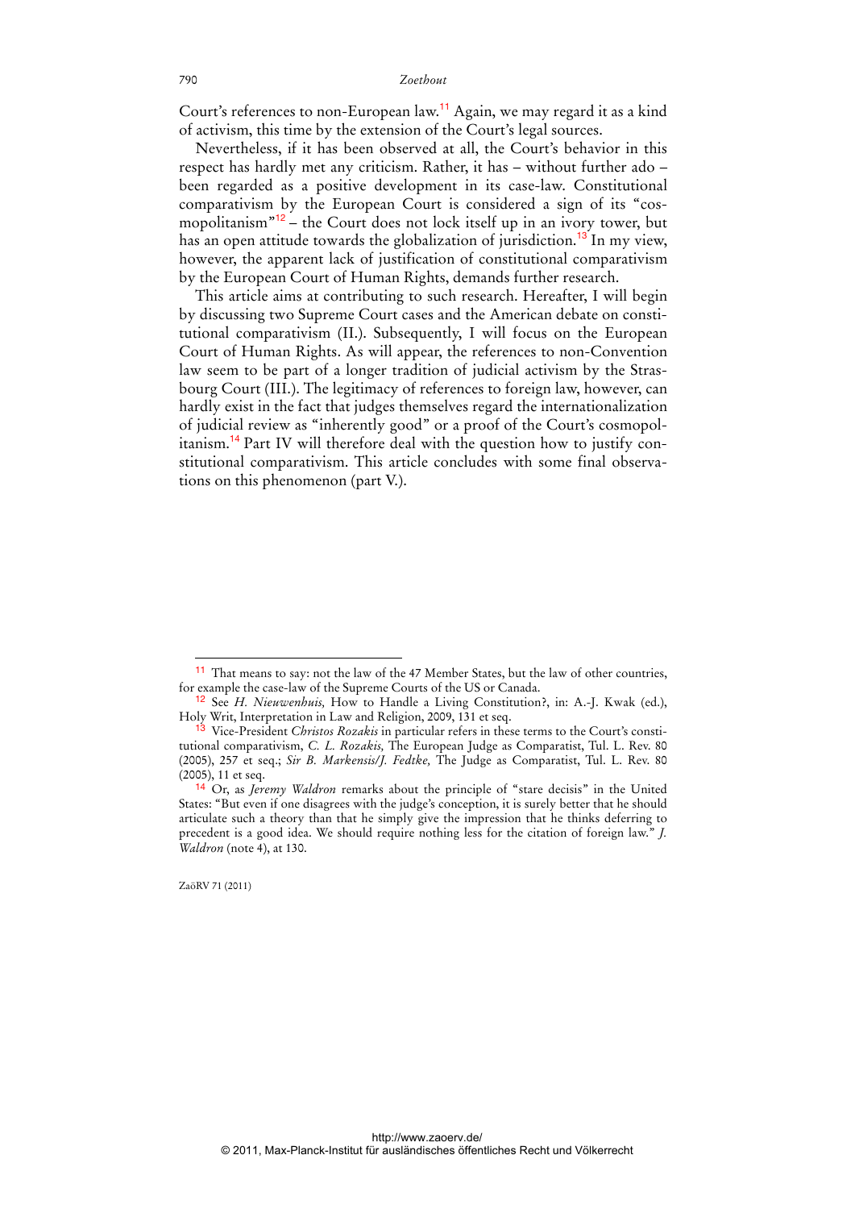Court's references to non-European law.[11] Again, we may regard it as a kind of activism, this time by the extension of the Court's legal sources.

Nevertheless, if it has been observed at all, the Court's behavior in this respect has hardly met any criticism. Rather, it has – without further ado – been regarded as a positive development in its case-law. Constitutional comparativism by the European Court is considered a sign of its "cosmopolitanism"[12] – the Court does not lock itself up in an ivory tower, but has an open attitude towards the globalization of jurisdiction.[13] In my view, however, the apparent lack of justification of constitutional comparativism by the European Court of Human Rights, demands further research.

This article aims at contributing to such research. Hereafter, I will begin by discussing two Supreme Court cases and the American debate on constitutional comparativism (II.). Subsequently, I will focus on the European Court of Human Rights. As will appear, the references to non-Convention law seem to be part of a longer tradition of judicial activism by the Strasbourg Court (III.). The legitimacy of references to foreign law, however, can hardly exist in the fact that judges themselves regard the internationalization of judicial review as "inherently good" or a proof of the Court's cosmopolitanism.[14] Part IV will therefore deal with the question how to justify constitutional comparativism. This article concludes with some final observations on this phenomenon (part V.).

---

[11] That means to say: not the law of the 47 Member States, but the law of other countries, for example the case-law of the Supreme Courts of the US or Canada.

[12] See *H. Nieuwenhuis,* How to Handle a Living Constitution?, in: A.-J. Kwak (ed.), Holy Writ, Interpretation in Law and Religion, 2009, 131 et seq.

[13] Vice-President *Christos Rozakis* in particular refers in these terms to the Court's constitutional comparativism, *C. L. Rozakis,* The European Judge as Comparatist, Tul. L. Rev. 80 (2005), 257 et seq.; *Sir B. Markensis/J. Fedtke,* The Judge as Comparatist, Tul. L. Rev. 80 (2005), 11 et seq.

[14] Or, as *Jeremy Waldron* remarks about the principle of "stare decisis" in the United States: "But even if one disagrees with the judge's conception, it is surely better that he should articulate such a theory than that he simply give the impression that he thinks deferring to precedent is a good idea. We should require nothing less for the citation of foreign law." *J. Waldron* (note 4), at 130.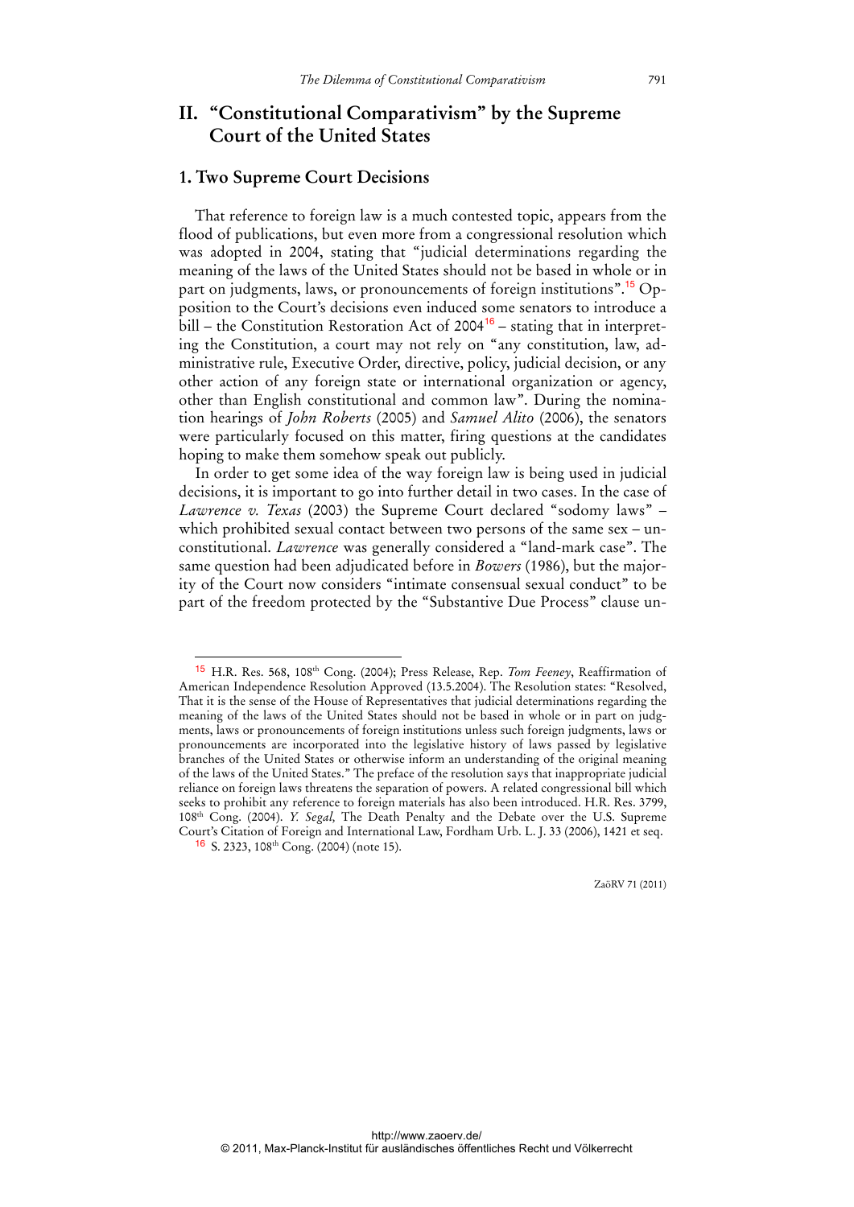## II. "Constitutional Comparativism" by the Supreme Court of the United States

### 1. Two Supreme Court Decisions

That reference to foreign law is a much contested topic, appears from the flood of publications, but even more from a congressional resolution which was adopted in 2004, stating that "judicial determinations regarding the meaning of the laws of the United States should not be based in whole or in part on judgments, laws, or pronouncements of foreign institutions".[15] Opposition to the Court's decisions even induced some senators to introduce a bill – the Constitution Restoration Act of 2004[16] – stating that in interpreting the Constitution, a court may not rely on "any constitution, law, administrative rule, Executive Order, directive, policy, judicial decision, or any other action of any foreign state or international organization or agency, other than English constitutional and common law". During the nomination hearings of *John Roberts* (2005) and *Samuel Alito* (2006), the senators were particularly focused on this matter, firing questions at the candidates hoping to make them somehow speak out publicly.

In order to get some idea of the way foreign law is being used in judicial decisions, it is important to go into further detail in two cases. In the case of *Lawrence v. Texas* (2003) the Supreme Court declared "sodomy laws" – which prohibited sexual contact between two persons of the same sex – unconstitutional. *Lawrence* was generally considered a "land-mark case". The same question had been adjudicated before in *Bowers* (1986), but the majority of the Court now considers "intimate consensual sexual conduct" to be part of the freedom protected by the "Substantive Due Process" clause un-

---

[15] H.R. Res. 568, 108th Cong. (2004); Press Release, Rep. *Tom Feeney*, Reaffirmation of American Independence Resolution Approved (13.5.2004). The Resolution states: "Resolved, That it is the sense of the House of Representatives that judicial determinations regarding the meaning of the laws of the United States should not be based in whole or in part on judgments, laws or pronouncements of foreign institutions unless such foreign judgments, laws or pronouncements are incorporated into the legislative history of laws passed by legislative branches of the United States or otherwise inform an understanding of the original meaning of the laws of the United States." The preface of the resolution says that inappropriate judicial reliance on foreign laws threatens the separation of powers. A related congressional bill which seeks to prohibit any reference to foreign materials has also been introduced. H.R. Res. 3799, 108th Cong. (2004). *Y. Segal*, The Death Penalty and the Debate over the U.S. Supreme Court's Citation of Foreign and International Law, Fordham Urb. L. J. 33 (2006), 1421 et seq.

[16] S. 2323, 108th Cong. (2004) (note 15).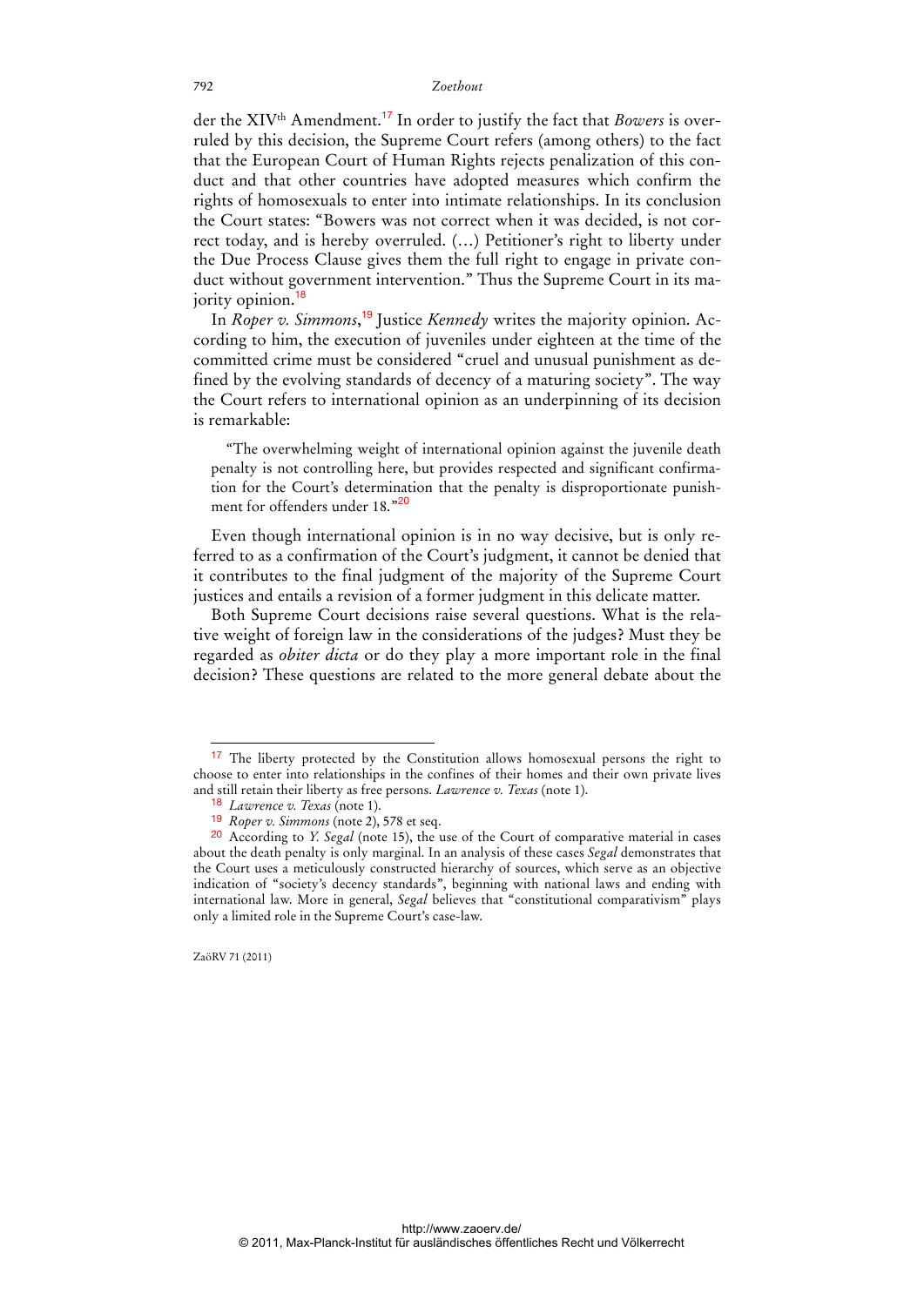der the XIV^th Amendment.[17] In order to justify the fact that *Bowers* is overruled by this decision, the Supreme Court refers (among others) to the fact that the European Court of Human Rights rejects penalization of this conduct and that other countries have adopted measures which confirm the rights of homosexuals to enter into intimate relationships. In its conclusion the Court states: "Bowers was not correct when it was decided, is not correct today, and is hereby overruled. (...) Petitioner's right to liberty under the Due Process Clause gives them the full right to engage in private conduct without government intervention." Thus the Supreme Court in its majority opinion.[18]

In *Roper v. Simmons*,[19] Justice *Kennedy* writes the majority opinion. According to him, the execution of juveniles under eighteen at the time of the committed crime must be considered "cruel and unusual punishment as defined by the evolving standards of decency of a maturing society". The way the Court refers to international opinion as an underpinning of its decision is remarkable:

> "The overwhelming weight of international opinion against the juvenile death penalty is not controlling here, but provides respected and significant confirmation for the Court's determination that the penalty is disproportionate punishment for offenders under 18."[20]

Even though international opinion is in no way decisive, but is only referred to as a confirmation of the Court's judgment, it cannot be denied that it contributes to the final judgment of the majority of the Supreme Court justices and entails a revision of a former judgment in this delicate matter.

Both Supreme Court decisions raise several questions. What is the relative weight of foreign law in the considerations of the judges? Must they be regarded as *obiter dicta* or do they play a more important role in the final decision? These questions are related to the more general debate about the

---

[17] The liberty protected by the Constitution allows homosexual persons the right to choose to enter into relationships in the confines of their homes and their own private lives and still retain their liberty as free persons. *Lawrence v. Texas* (note 1).

[18] *Lawrence v. Texas* (note 1).

[19] *Roper v. Simmons* (note 2), 578 et seq.

[20] According to *Y. Segal* (note 15), the use of the Court of comparative material in cases about the death penalty is only marginal. In an analysis of these cases *Segal* demonstrates that the Court uses a meticulously constructed hierarchy of sources, which serve as an objective indication of "society's decency standards", beginning with national laws and ending with international law. More in general, *Segal* believes that "constitutional comparativism" plays only a limited role in the Supreme Court's case-law.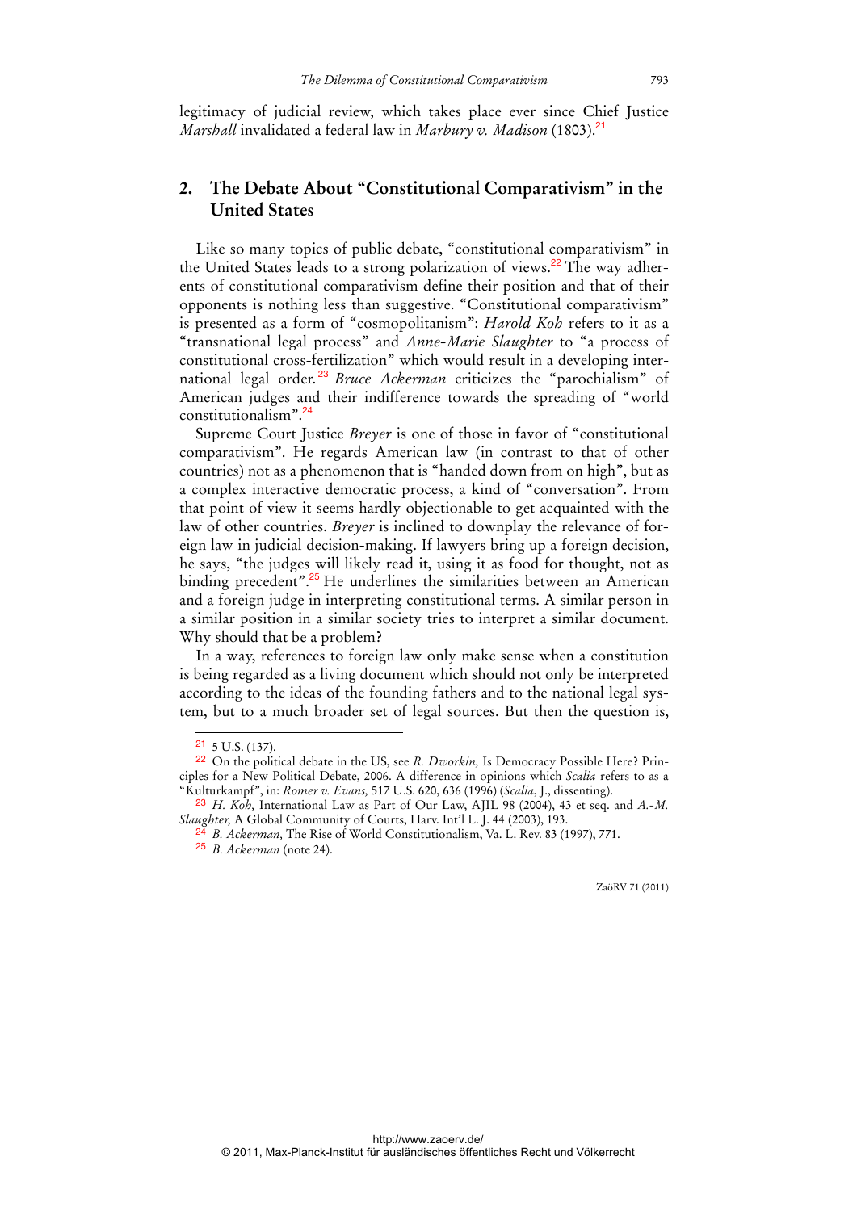legitimacy of judicial review, which takes place ever since Chief Justice *Marshall* invalidated a federal law in *Marbury v. Madison* (1803).[21]

## 2. The Debate About "Constitutional Comparativism" in the United States

Like so many topics of public debate, "constitutional comparativism" in the United States leads to a strong polarization of views.[22] The way adherents of constitutional comparativism define their position and that of their opponents is nothing less than suggestive. "Constitutional comparativism" is presented as a form of "cosmopolitanism": *Harold Koh* refers to it as a "transnational legal process" and *Anne-Marie Slaughter* to "a process of constitutional cross-fertilization" which would result in a developing international legal order.[23] *Bruce Ackerman* criticizes the "parochialism" of American judges and their indifference towards the spreading of "world constitutionalism".[24]

Supreme Court Justice *Breyer* is one of those in favor of "constitutional comparativism". He regards American law (in contrast to that of other countries) not as a phenomenon that is "handed down from on high", but as a complex interactive democratic process, a kind of "conversation". From that point of view it seems hardly objectionable to get acquainted with the law of other countries. *Breyer* is inclined to downplay the relevance of foreign law in judicial decision-making. If lawyers bring up a foreign decision, he says, "the judges will likely read it, using it as food for thought, not as binding precedent".[25] He underlines the similarities between an American and a foreign judge in interpreting constitutional terms. A similar person in a similar position in a similar society tries to interpret a similar document. Why should that be a problem?

In a way, references to foreign law only make sense when a constitution is being regarded as a living document which should not only be interpreted according to the ideas of the founding fathers and to the national legal system, but to a much broader set of legal sources. But then the question is,

---

[21] 5 U.S. (137).

[22] On the political debate in the US, see *R. Dworkin,* Is Democracy Possible Here? Principles for a New Political Debate, 2006. A difference in opinions which *Scalia* refers to as a "Kulturkampf", in: *Romer v. Evans,* 517 U.S. 620, 636 (1996) (*Scalia*, J., dissenting).

[23] *H. Koh,* International Law as Part of Our Law, AJIL 98 (2004), 43 et seq. and *A.-M. Slaughter,* A Global Community of Courts, Harv. Int'l L. J. 44 (2003), 193.

[24] *B. Ackerman,* The Rise of World Constitutionalism, Va. L. Rev. 83 (1997), 771.

[25] *B. Ackerman* (note 24).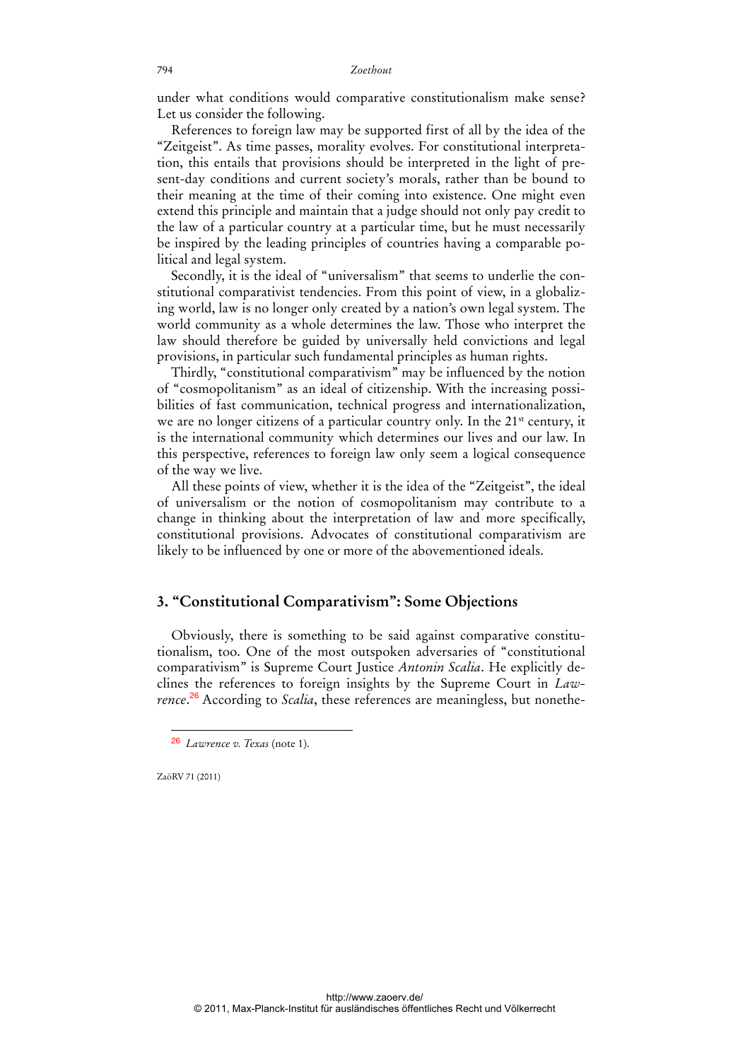under what conditions would comparative constitutionalism make sense? Let us consider the following.

References to foreign law may be supported first of all by the idea of the "Zeitgeist". As time passes, morality evolves. For constitutional interpretation, this entails that provisions should be interpreted in the light of present-day conditions and current society's morals, rather than be bound to their meaning at the time of their coming into existence. One might even extend this principle and maintain that a judge should not only pay credit to the law of a particular country at a particular time, but he must necessarily be inspired by the leading principles of countries having a comparable political and legal system.

Secondly, it is the ideal of "universalism" that seems to underlie the constitutional comparativist tendencies. From this point of view, in a globalizing world, law is no longer only created by a nation's own legal system. The world community as a whole determines the law. Those who interpret the law should therefore be guided by universally held convictions and legal provisions, in particular such fundamental principles as human rights.

Thirdly, "constitutional comparativism" may be influenced by the notion of "cosmopolitanism" as an ideal of citizenship. With the increasing possibilities of fast communication, technical progress and internationalization, we are no longer citizens of a particular country only. In the 21st century, it is the international community which determines our lives and our law. In this perspective, references to foreign law only seem a logical consequence of the way we live.

All these points of view, whether it is the idea of the "Zeitgeist", the ideal of universalism or the notion of cosmopolitanism may contribute to a change in thinking about the interpretation of law and more specifically, constitutional provisions. Advocates of constitutional comparativism are likely to be influenced by one or more of the abovementioned ideals.

## 3. "Constitutional Comparativism": Some Objections

Obviously, there is something to be said against comparative constitutionalism, too. One of the most outspoken adversaries of "constitutional comparativism" is Supreme Court Justice *Antonin Scalia*. He explicitly declines the references to foreign insights by the Supreme Court in *Lawrence*.[26] According to *Scalia*, these references are meaningless, but nonethe-

[26] *Lawrence v. Texas* (note 1).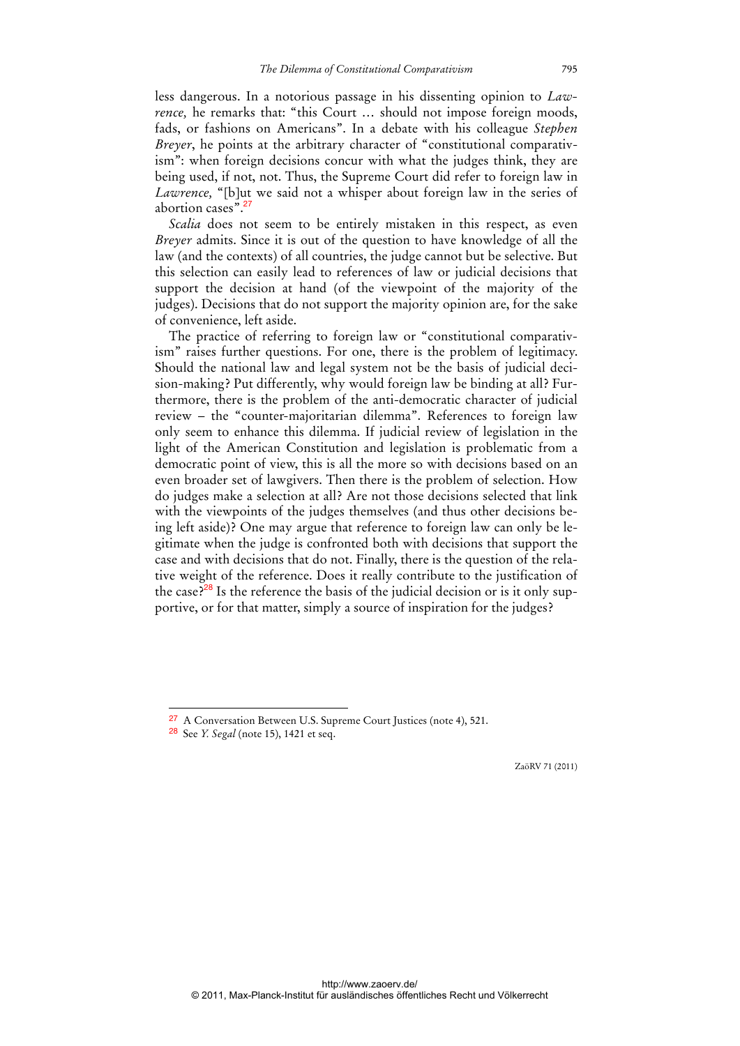less dangerous. In a notorious passage in his dissenting opinion to *Lawrence,* he remarks that: "this Court … should not impose foreign moods, fads, or fashions on Americans". In a debate with his colleague *Stephen Breyer*, he points at the arbitrary character of "constitutional comparativism": when foreign decisions concur with what the judges think, they are being used, if not, not. Thus, the Supreme Court did refer to foreign law in *Lawrence,* "[b]ut we said not a whisper about foreign law in the series of abortion cases".[27]

*Scalia* does not seem to be entirely mistaken in this respect, as even *Breyer* admits. Since it is out of the question to have knowledge of all the law (and the contexts) of all countries, the judge cannot but be selective. But this selection can easily lead to references of law or judicial decisions that support the decision at hand (of the viewpoint of the majority of the judges). Decisions that do not support the majority opinion are, for the sake of convenience, left aside.

The practice of referring to foreign law or "constitutional comparativism" raises further questions. For one, there is the problem of legitimacy. Should the national law and legal system not be the basis of judicial decision-making? Put differently, why would foreign law be binding at all? Furthermore, there is the problem of the anti-democratic character of judicial review – the "counter-majoritarian dilemma". References to foreign law only seem to enhance this dilemma. If judicial review of legislation in the light of the American Constitution and legislation is problematic from a democratic point of view, this is all the more so with decisions based on an even broader set of lawgivers. Then there is the problem of selection. How do judges make a selection at all? Are not those decisions selected that link with the viewpoints of the judges themselves (and thus other decisions being left aside)? One may argue that reference to foreign law can only be legitimate when the judge is confronted both with decisions that support the case and with decisions that do not. Finally, there is the question of the relative weight of the reference. Does it really contribute to the justification of the case?[28] Is the reference the basis of the judicial decision or is it only supportive, or for that matter, simply a source of inspiration for the judges?

---

[27] A Conversation Between U.S. Supreme Court Justices (note 4), 521.

[28] See *Y. Segal* (note 15), 1421 et seq.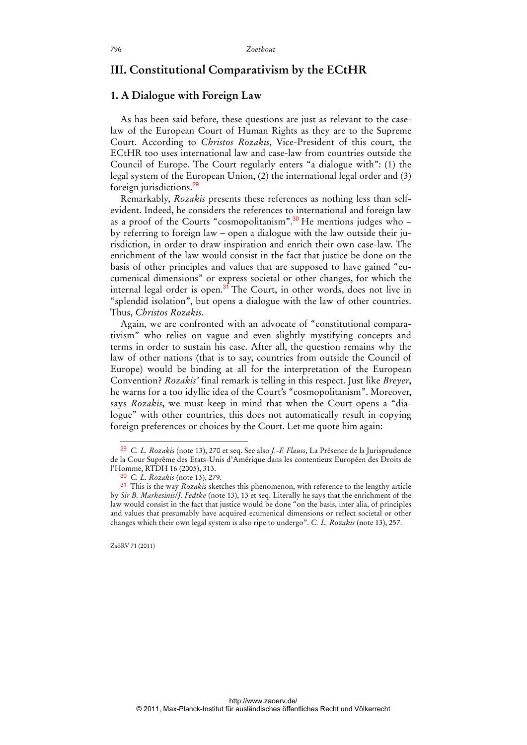## III. Constitutional Comparativism by the ECtHR

### 1. A Dialogue with Foreign Law

As has been said before, these questions are just as relevant to the case-law of the European Court of Human Rights as they are to the Supreme Court. According to *Christos Rozakis*, Vice-President of this court, the ECtHR too uses international law and case-law from countries outside the Council of Europe. The Court regularly enters "a dialogue with": (1) the legal system of the European Union, (2) the international legal order and (3) foreign jurisdictions.[29]

Remarkably, *Rozakis* presents these references as nothing less than self-evident. Indeed, he considers the references to international and foreign law as a proof of the Courts "cosmopolitanism".[30] He mentions judges who – by referring to foreign law – open a dialogue with the law outside their jurisdiction, in order to draw inspiration and enrich their own case-law. The enrichment of the law would consist in the fact that justice be done on the basis of other principles and values that are supposed to have gained "eucumenical dimensions" or express societal or other changes, for which the internal legal order is open.[31] The Court, in other words, does not live in "splendid isolation", but opens a dialogue with the law of other countries. Thus, *Christos Rozakis*.

Again, we are confronted with an advocate of "constitutional comparativism" who relies on vague and even slightly mystifying concepts and terms in order to sustain his case. After all, the question remains why the law of other nations (that is to say, countries from outside the Council of Europe) would be binding at all for the interpretation of the European Convention? *Rozakis'* final remark is telling in this respect. Just like *Breyer*, he warns for a too idyllic idea of the Court's "cosmopolitanism". Moreover, says *Rozakis*, we must keep in mind that when the Court opens a "dialogue" with other countries, this does not automatically result in copying foreign preferences or choices by the Court. Let me quote him again:

---

[29] *C. L. Rozakis* (note 13), 270 et seq. See also *J.-F. Flauss*, La Présence de la Jurisprudence de la Cour Suprême des Etats-Unis d'Amérique dans les contentieux Européen des Droits de l'Homme, RTDH 16 (2005), 313.

[30] *C. L. Rozakis* (note 13), 279.

[31] This is the way *Rozakis* sketches this phenomenon, with reference to the lengthy article by *Sir B. Markesinis/J. Fedtke* (note 13), 13 et seq. Literally he says that the enrichment of the law would consist in the fact that justice would be done "on the basis, inter alia, of principles and values that presumably have acquired ecumenical dimensions or reflect societal or other changes which their own legal system is also ripe to undergo". *C. L. Rozakis* (note 13), 257.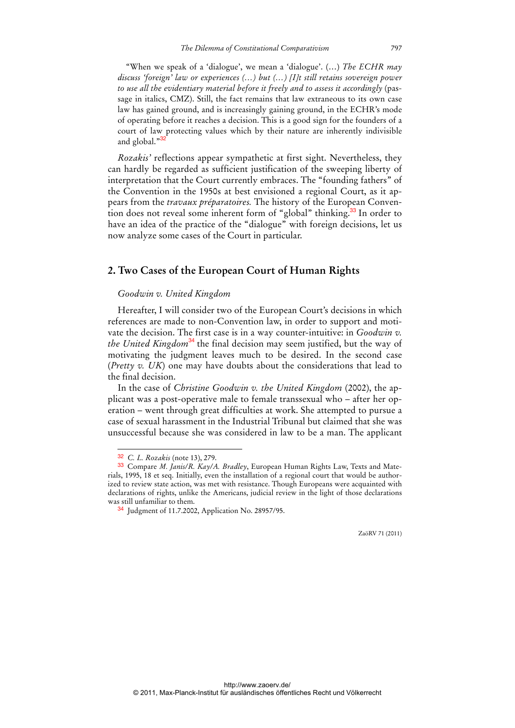"When we speak of a 'dialogue', we mean a 'dialogue'. (…) *The ECHR may discuss 'foreign' law or experiences (…) but (…) [I]t still retains sovereign power to use all the evidentiary material before it freely and to assess it accordingly* (passage in italics, CMZ). Still, the fact remains that law extraneous to its own case law has gained ground, and is increasingly gaining ground, in the ECHR's mode of operating before it reaches a decision. This is a good sign for the founders of a court of law protecting values which by their nature are inherently indivisible and global."[32]

*Rozakis'* reflections appear sympathetic at first sight. Nevertheless, they can hardly be regarded as sufficient justification of the sweeping liberty of interpretation that the Court currently embraces. The "founding fathers" of the Convention in the 1950s at best envisioned a regional Court, as it appears from the *travaux préparatoires.* The history of the European Convention does not reveal some inherent form of "global" thinking.[33] In order to have an idea of the practice of the "dialogue" with foreign decisions, let us now analyze some cases of the Court in particular.

## 2. Two Cases of the European Court of Human Rights

### *Goodwin v. United Kingdom*

Hereafter, I will consider two of the European Court's decisions in which references are made to non-Convention law, in order to support and motivate the decision. The first case is in a way counter-intuitive: in *Goodwin v. the United Kingdom*[34] the final decision may seem justified, but the way of motivating the judgment leaves much to be desired. In the second case (*Pretty v. UK*) one may have doubts about the considerations that lead to the final decision.

In the case of *Christine Goodwin v. the United Kingdom* (2002), the applicant was a post-operative male to female transsexual who – after her operation – went through great difficulties at work. She attempted to pursue a case of sexual harassment in the Industrial Tribunal but claimed that she was unsuccessful because she was considered in law to be a man. The applicant

---

[32] *C. L. Rozakis* (note 13), 279.

[33] Compare *M. Janis/R. Kay/A. Bradley*, European Human Rights Law, Texts and Materials, 1995, 18 et seq. Initially, even the installation of a regional court that would be authorized to review state action, was met with resistance. Though Europeans were acquainted with declarations of rights, unlike the Americans, judicial review in the light of those declarations was still unfamiliar to them.

[34] Judgment of 11.7.2002, Application No. 28957/95.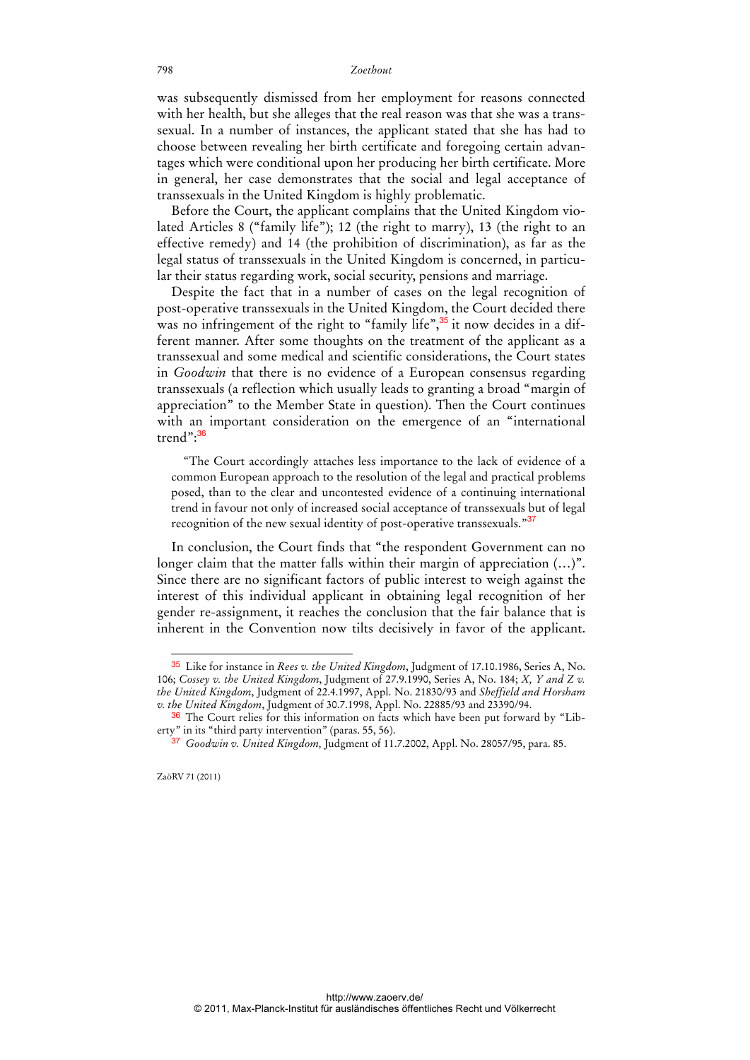was subsequently dismissed from her employment for reasons connected with her health, but she alleges that the real reason was that she was a transsexual. In a number of instances, the applicant stated that she has had to choose between revealing her birth certificate and foregoing certain advantages which were conditional upon her producing her birth certificate. More in general, her case demonstrates that the social and legal acceptance of transsexuals in the United Kingdom is highly problematic.

Before the Court, the applicant complains that the United Kingdom violated Articles 8 ("family life"); 12 (the right to marry), 13 (the right to an effective remedy) and 14 (the prohibition of discrimination), as far as the legal status of transsexuals in the United Kingdom is concerned, in particular their status regarding work, social security, pensions and marriage.

Despite the fact that in a number of cases on the legal recognition of post-operative transsexuals in the United Kingdom, the Court decided there was no infringement of the right to "family life",[35] it now decides in a different manner. After some thoughts on the treatment of the applicant as a transsexual and some medical and scientific considerations, the Court states in *Goodwin* that there is no evidence of a European consensus regarding transsexuals (a reflection which usually leads to granting a broad "margin of appreciation" to the Member State in question). Then the Court continues with an important consideration on the emergence of an "international trend":[36]

> "The Court accordingly attaches less importance to the lack of evidence of a common European approach to the resolution of the legal and practical problems posed, than to the clear and uncontested evidence of a continuing international trend in favour not only of increased social acceptance of transsexuals but of legal recognition of the new sexual identity of post-operative transsexuals."[37]

In conclusion, the Court finds that "the respondent Government can no longer claim that the matter falls within their margin of appreciation (…)". Since there are no significant factors of public interest to weigh against the interest of this individual applicant in obtaining legal recognition of her gender re-assignment, it reaches the conclusion that the fair balance that is inherent in the Convention now tilts decisively in favor of the applicant.

---

[35] Like for instance in *Rees v. the United Kingdom*, Judgment of 17.10.1986, Series A, No. 106; *Cossey v. the United Kingdom*, Judgment of 27.9.1990, Series A, No. 184; *X, Y and Z v. the United Kingdom*, Judgment of 22.4.1997, Appl. No. 21830/93 and *Sheffield and Horsham v. the United Kingdom*, Judgment of 30.7.1998, Appl. No. 22885/93 and 23390/94.

[36] The Court relies for this information on facts which have been put forward by "Liberty" in its "third party intervention" (paras. 55, 56).

[37] *Goodwin v. United Kingdom,* Judgment of 11.7.2002, Appl. No. 28057/95, para. 85.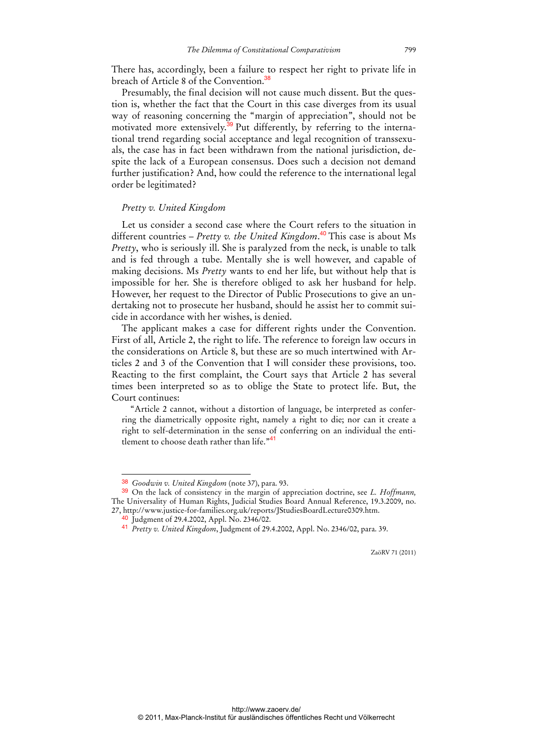There has, accordingly, been a failure to respect her right to private life in breach of Article 8 of the Convention.[38]

Presumably, the final decision will not cause much dissent. But the question is, whether the fact that the Court in this case diverges from its usual way of reasoning concerning the "margin of appreciation", should not be motivated more extensively.[39] Put differently, by referring to the international trend regarding social acceptance and legal recognition of transsexuals, the case has in fact been withdrawn from the national jurisdiction, despite the lack of a European consensus. Does such a decision not demand further justification? And, how could the reference to the international legal order be legitimated?

### *Pretty v. United Kingdom*

Let us consider a second case where the Court refers to the situation in different countries – *Pretty v. the United Kingdom*.[40] This case is about Ms *Pretty*, who is seriously ill. She is paralyzed from the neck, is unable to talk and is fed through a tube. Mentally she is well however, and capable of making decisions. Ms *Pretty* wants to end her life, but without help that is impossible for her. She is therefore obliged to ask her husband for help. However, her request to the Director of Public Prosecutions to give an undertaking not to prosecute her husband, should he assist her to commit suicide in accordance with her wishes, is denied.

The applicant makes a case for different rights under the Convention. First of all, Article 2, the right to life. The reference to foreign law occurs in the considerations on Article 8, but these are so much intertwined with Articles 2 and 3 of the Convention that I will consider these provisions, too. Reacting to the first complaint, the Court says that Article 2 has several times been interpreted so as to oblige the State to protect life. But, the Court continues:

> "Article 2 cannot, without a distortion of language, be interpreted as conferring the diametrically opposite right, namely a right to die; nor can it create a right to self-determination in the sense of conferring on an individual the entitlement to choose death rather than life."[41]

---

[38] *Goodwin v. United Kingdom* (note 37), para. 93.

[39] On the lack of consistency in the margin of appreciation doctrine, see *L. Hoffmann,* The Universality of Human Rights, Judicial Studies Board Annual Reference, 19.3.2009, no. 27, http://www.justice-for-families.org.uk/reports/JStudiesBoardLecture0309.htm.

[40] Judgment of 29.4.2002, Appl. No. 2346/02.

[41] *Pretty v. United Kingdom*, Judgment of 29.4.2002, Appl. No. 2346/02, para. 39.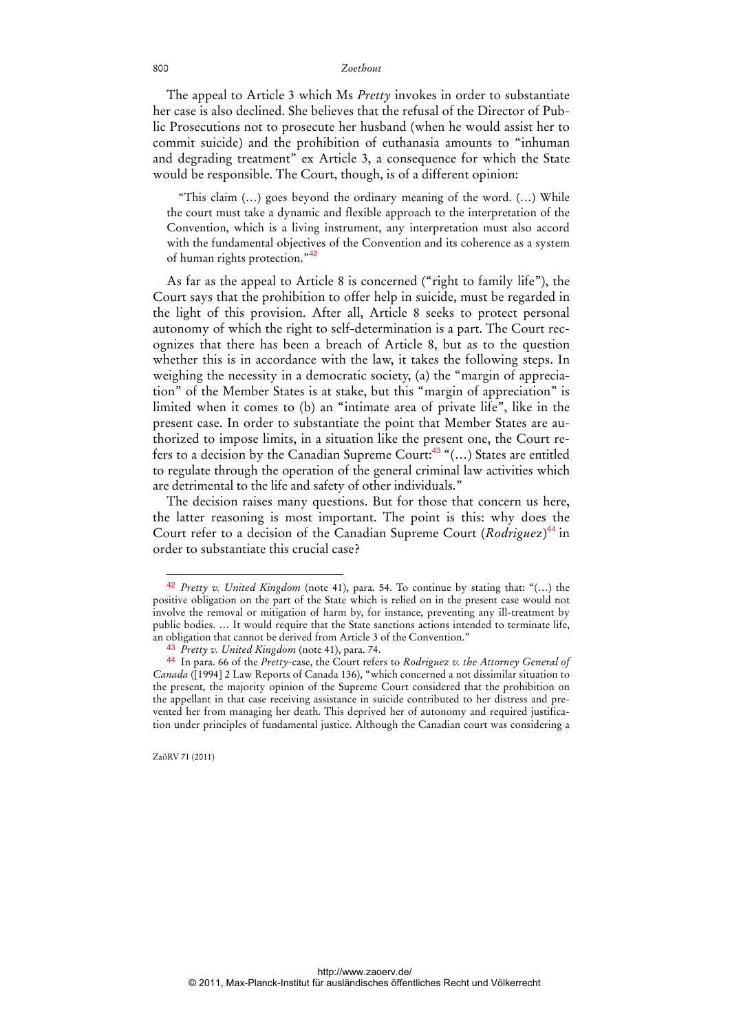The appeal to Article 3 which Ms *Pretty* invokes in order to substantiate her case is also declined. She believes that the refusal of the Director of Public Prosecutions not to prosecute her husband (when he would assist her to commit suicide) and the prohibition of euthanasia amounts to "inhuman and degrading treatment" ex Article 3, a consequence for which the State would be responsible. The Court, though, is of a different opinion:

> "This claim (…) goes beyond the ordinary meaning of the word. (…) While the court must take a dynamic and flexible approach to the interpretation of the Convention, which is a living instrument, any interpretation must also accord with the fundamental objectives of the Convention and its coherence as a system of human rights protection."[42]

As far as the appeal to Article 8 is concerned ("right to family life"), the Court says that the prohibition to offer help in suicide, must be regarded in the light of this provision. After all, Article 8 seeks to protect personal autonomy of which the right to self-determination is a part. The Court recognizes that there has been a breach of Article 8, but as to the question whether this is in accordance with the law, it takes the following steps. In weighing the necessity in a democratic society, (a) the "margin of appreciation" of the Member States is at stake, but this "margin of appreciation" is limited when it comes to (b) an "intimate area of private life", like in the present case. In order to substantiate the point that Member States are authorized to impose limits, in a situation like the present one, the Court refers to a decision by the Canadian Supreme Court:[43] "(…) States are entitled to regulate through the operation of the general criminal law activities which are detrimental to the life and safety of other individuals."

The decision raises many questions. But for those that concern us here, the latter reasoning is most important. The point is this: why does the Court refer to a decision of the Canadian Supreme Court (*Rodriguez*)[44] in order to substantiate this crucial case?

---

[42] *Pretty v. United Kingdom* (note 41), para. 54. To continue by stating that: "(…) the positive obligation on the part of the State which is relied on in the present case would not involve the removal or mitigation of harm by, for instance, preventing any ill-treatment by public bodies. … It would require that the State sanctions actions intended to terminate life, an obligation that cannot be derived from Article 3 of the Convention."

[43] *Pretty v. United Kingdom* (note 41), para. 74.

[44] In para. 66 of the *Pretty*-case, the Court refers to *Rodriguez v. the Attorney General of Canada* ([1994] 2 Law Reports of Canada 136), "which concerned a not dissimilar situation to the present, the majority opinion of the Supreme Court considered that the prohibition on the appellant in that case receiving assistance in suicide contributed to her distress and prevented her from managing her death. This deprived her of autonomy and required justification under principles of fundamental justice. Although the Canadian court was considering a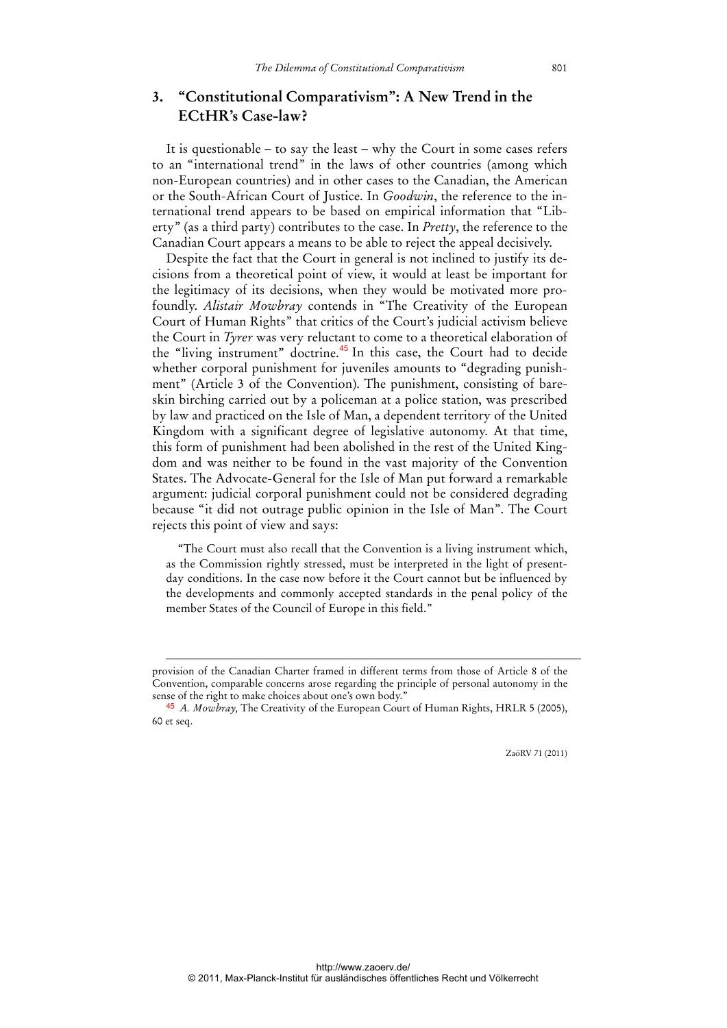## 3. "Constitutional Comparativism": A New Trend in the ECtHR's Case-law?

It is questionable – to say the least – why the Court in some cases refers to an "international trend" in the laws of other countries (among which non-European countries) and in other cases to the Canadian, the American or the South-African Court of Justice. In *Goodwin*, the reference to the international trend appears to be based on empirical information that "Liberty" (as a third party) contributes to the case. In *Pretty*, the reference to the Canadian Court appears a means to be able to reject the appeal decisively.

Despite the fact that the Court in general is not inclined to justify its decisions from a theoretical point of view, it would at least be important for the legitimacy of its decisions, when they would be motivated more profoundly. *Alistair Mowbray* contends in "The Creativity of the European Court of Human Rights" that critics of the Court's judicial activism believe the Court in *Tyrer* was very reluctant to come to a theoretical elaboration of the "living instrument" doctrine.[45] In this case, the Court had to decide whether corporal punishment for juveniles amounts to "degrading punishment" (Article 3 of the Convention). The punishment, consisting of bare-skin birching carried out by a policeman at a police station, was prescribed by law and practiced on the Isle of Man, a dependent territory of the United Kingdom with a significant degree of legislative autonomy. At that time, this form of punishment had been abolished in the rest of the United Kingdom and was neither to be found in the vast majority of the Convention States. The Advocate-General for the Isle of Man put forward a remarkable argument: judicial corporal punishment could not be considered degrading because "it did not outrage public opinion in the Isle of Man". The Court rejects this point of view and says:

> "The Court must also recall that the Convention is a living instrument which, as the Commission rightly stressed, must be interpreted in the light of present-day conditions. In the case now before it the Court cannot but be influenced by the developments and commonly accepted standards in the penal policy of the member States of the Council of Europe in this field."

---

provision of the Canadian Charter framed in different terms from those of Article 8 of the Convention, comparable concerns arose regarding the principle of personal autonomy in the sense of the right to make choices about one's own body."

[45] *A. Mowbray,* The Creativity of the European Court of Human Rights, HRLR 5 (2005), 60 et seq.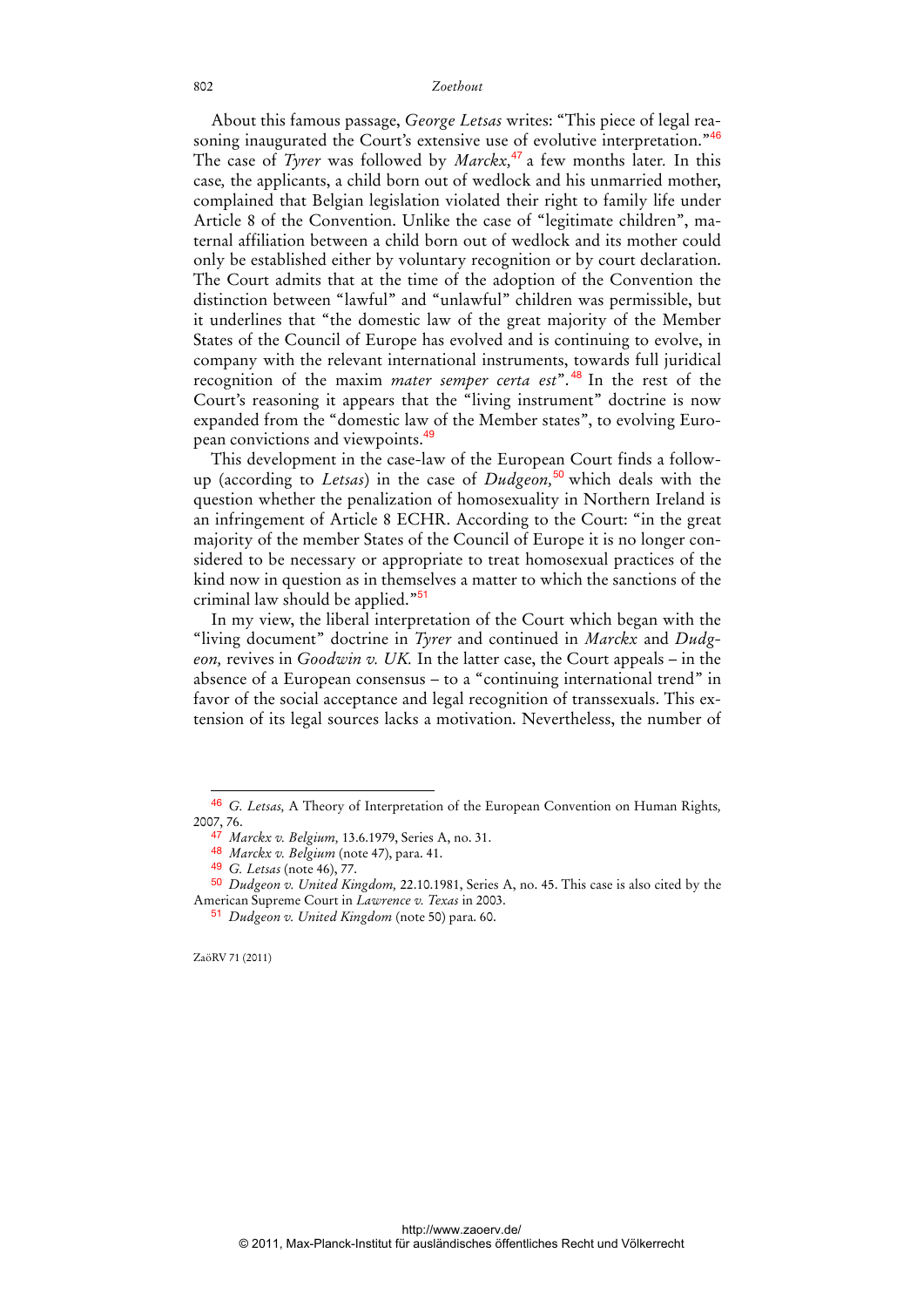About this famous passage, *George Letsas* writes: "This piece of legal reasoning inaugurated the Court's extensive use of evolutive interpretation."[46] The case of *Tyrer* was followed by *Marckx,*[47] a few months later. In this case, the applicants, a child born out of wedlock and his unmarried mother, complained that Belgian legislation violated their right to family life under Article 8 of the Convention. Unlike the case of "legitimate children", maternal affiliation between a child born out of wedlock and its mother could only be established either by voluntary recognition or by court declaration. The Court admits that at the time of the adoption of the Convention the distinction between "lawful" and "unlawful" children was permissible, but it underlines that "the domestic law of the great majority of the Member States of the Council of Europe has evolved and is continuing to evolve, in company with the relevant international instruments, towards full juridical recognition of the maxim *mater semper certa est*".[48] In the rest of the Court's reasoning it appears that the "living instrument" doctrine is now expanded from the "domestic law of the Member states", to evolving European convictions and viewpoints.[49]

This development in the case-law of the European Court finds a follow-up (according to *Letsas*) in the case of *Dudgeon,*[50] which deals with the question whether the penalization of homosexuality in Northern Ireland is an infringement of Article 8 ECHR. According to the Court: "in the great majority of the member States of the Council of Europe it is no longer considered to be necessary or appropriate to treat homosexual practices of the kind now in question as in themselves a matter to which the sanctions of the criminal law should be applied."[51]

In my view, the liberal interpretation of the Court which began with the "living document" doctrine in *Tyrer* and continued in *Marckx* and *Dudgeon,* revives in *Goodwin v. UK.* In the latter case, the Court appeals – in the absence of a European consensus – to a "continuing international trend" in favor of the social acceptance and legal recognition of transsexuals. This extension of its legal sources lacks a motivation. Nevertheless, the number of

---

[46] *G. Letsas,* A Theory of Interpretation of the European Convention on Human Rights, 2007, 76.

[47] *Marckx v. Belgium,* 13.6.1979, Series A, no. 31.

[48] *Marckx v. Belgium* (note 47), para. 41.

[49] *G. Letsas* (note 46), 77.

[50] *Dudgeon v. United Kingdom,* 22.10.1981, Series A, no. 45. This case is also cited by the American Supreme Court in *Lawrence v. Texas* in 2003.

[51] *Dudgeon v. United Kingdom* (note 50) para. 60.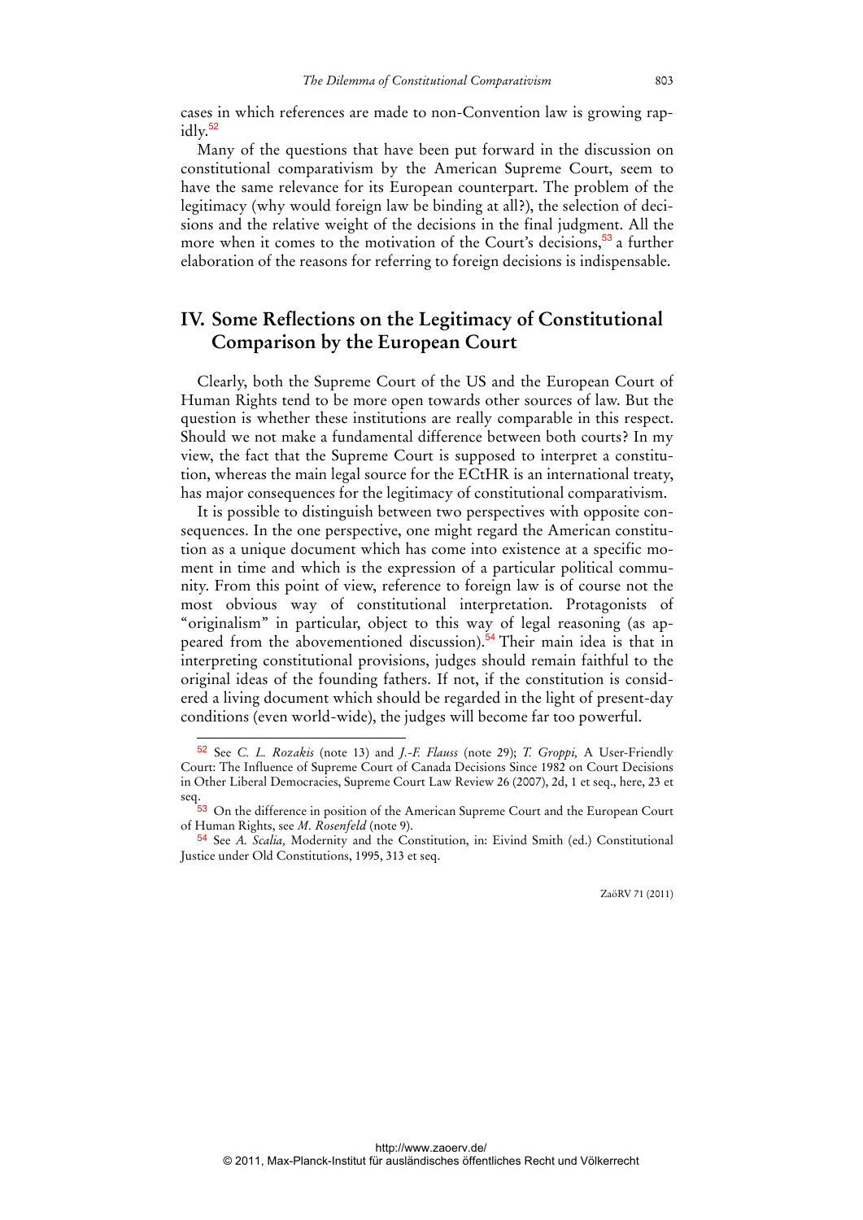cases in which references are made to non-Convention law is growing rapidly.[52]

Many of the questions that have been put forward in the discussion on constitutional comparativism by the American Supreme Court, seem to have the same relevance for its European counterpart. The problem of the legitimacy (why would foreign law be binding at all?), the selection of decisions and the relative weight of the decisions in the final judgment. All the more when it comes to the motivation of the Court's decisions,[53] a further elaboration of the reasons for referring to foreign decisions is indispensable.

## IV. Some Reflections on the Legitimacy of Constitutional Comparison by the European Court

Clearly, both the Supreme Court of the US and the European Court of Human Rights tend to be more open towards other sources of law. But the question is whether these institutions are really comparable in this respect. Should we not make a fundamental difference between both courts? In my view, the fact that the Supreme Court is supposed to interpret a constitution, whereas the main legal source for the ECtHR is an international treaty, has major consequences for the legitimacy of constitutional comparativism.

It is possible to distinguish between two perspectives with opposite consequences. In the one perspective, one might regard the American constitution as a unique document which has come into existence at a specific moment in time and which is the expression of a particular political community. From this point of view, reference to foreign law is of course not the most obvious way of constitutional interpretation. Protagonists of "originalism" in particular, object to this way of legal reasoning (as appeared from the abovementioned discussion).[54] Their main idea is that in interpreting constitutional provisions, judges should remain faithful to the original ideas of the founding fathers. If not, if the constitution is considered a living document which should be regarded in the light of present-day conditions (even world-wide), the judges will become far too powerful.

---

[52] See *C. L. Rozakis* (note 13) and *J.-F. Flauss* (note 29); *T. Groppi,* A User-Friendly Court: The Influence of Supreme Court of Canada Decisions Since 1982 on Court Decisions in Other Liberal Democracies, Supreme Court Law Review 26 (2007), 2d, 1 et seq., here, 23 et seq.

[53] On the difference in position of the American Supreme Court and the European Court of Human Rights, see *M. Rosenfeld* (note 9).

[54] See *A. Scalia,* Modernity and the Constitution, in: Eivind Smith (ed.) Constitutional Justice under Old Constitutions, 1995, 313 et seq.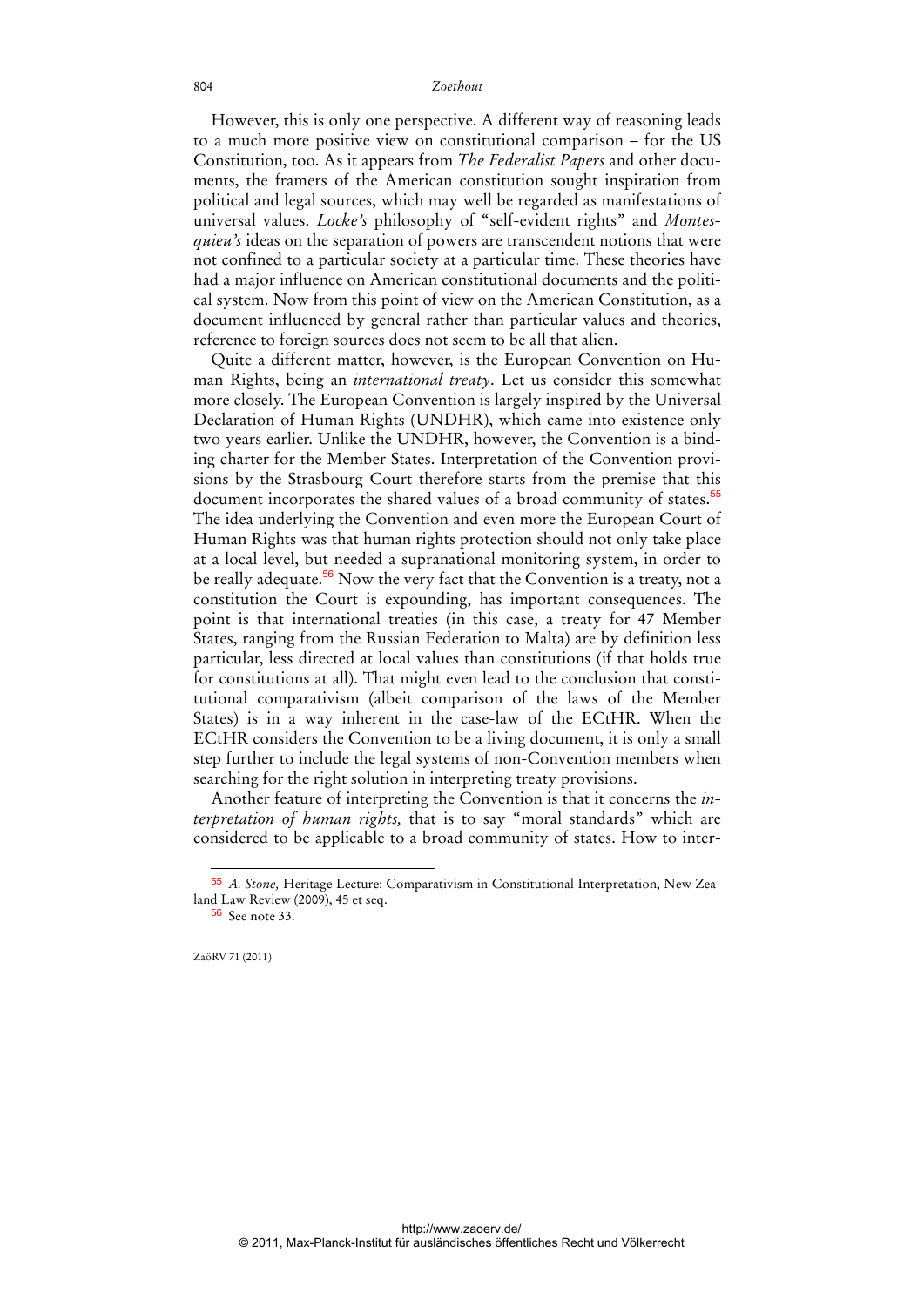However, this is only one perspective. A different way of reasoning leads to a much more positive view on constitutional comparison – for the US Constitution, too. As it appears from *The Federalist Papers* and other documents, the framers of the American constitution sought inspiration from political and legal sources, which may well be regarded as manifestations of universal values. *Locke's* philosophy of "self-evident rights" and *Montesquieu's* ideas on the separation of powers are transcendent notions that were not confined to a particular society at a particular time. These theories have had a major influence on American constitutional documents and the political system. Now from this point of view on the American Constitution, as a document influenced by general rather than particular values and theories, reference to foreign sources does not seem to be all that alien.

Quite a different matter, however, is the European Convention on Human Rights, being an *international treaty*. Let us consider this somewhat more closely. The European Convention is largely inspired by the Universal Declaration of Human Rights (UNDHR), which came into existence only two years earlier. Unlike the UNDHR, however, the Convention is a binding charter for the Member States. Interpretation of the Convention provisions by the Strasbourg Court therefore starts from the premise that this document incorporates the shared values of a broad community of states.[55] The idea underlying the Convention and even more the European Court of Human Rights was that human rights protection should not only take place at a local level, but needed a supranational monitoring system, in order to be really adequate.[56] Now the very fact that the Convention is a treaty, not a constitution the Court is expounding, has important consequences. The point is that international treaties (in this case, a treaty for 47 Member States, ranging from the Russian Federation to Malta) are by definition less particular, less directed at local values than constitutions (if that holds true for constitutions at all). That might even lead to the conclusion that constitutional comparativism (albeit comparison of the laws of the Member States) is in a way inherent in the case-law of the ECtHR. When the ECtHR considers the Convention to be a living document, it is only a small step further to include the legal systems of non-Convention members when searching for the right solution in interpreting treaty provisions.

Another feature of interpreting the Convention is that it concerns the *interpretation of human rights,* that is to say "moral standards" which are considered to be applicable to a broad community of states. How to inter-

---

[55] *A. Stone,* Heritage Lecture: Comparativism in Constitutional Interpretation, New Zealand Law Review (2009), 45 et seq.

[56] See note 33.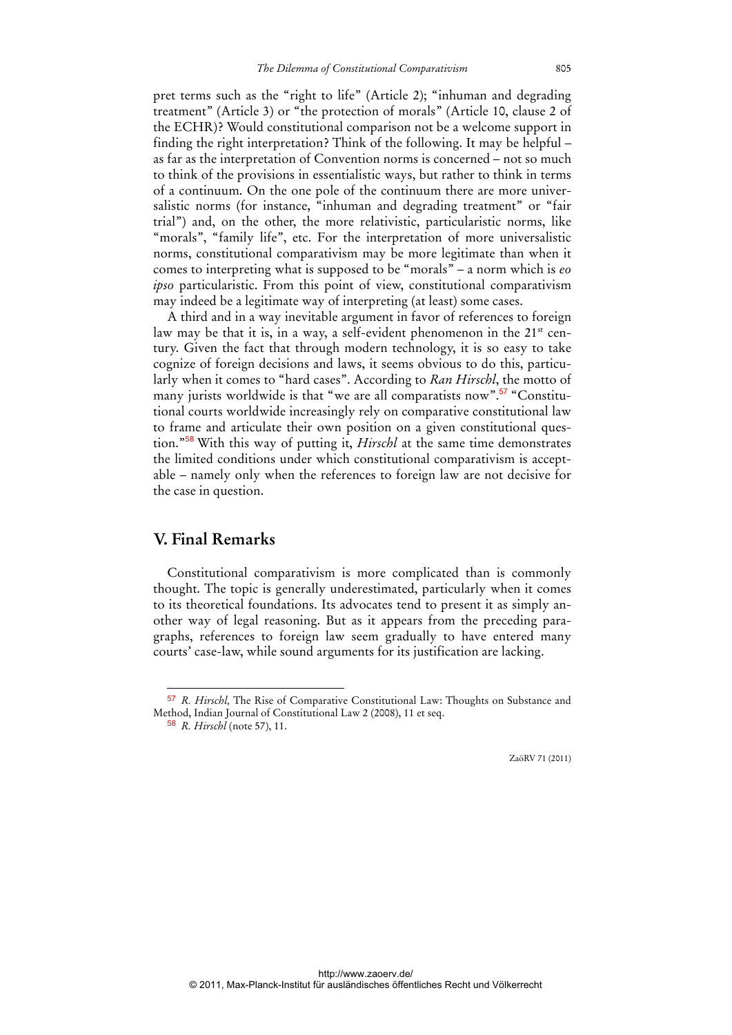pret terms such as the "right to life" (Article 2); "inhuman and degrading treatment" (Article 3) or "the protection of morals" (Article 10, clause 2 of the ECHR)? Would constitutional comparison not be a welcome support in finding the right interpretation? Think of the following. It may be helpful – as far as the interpretation of Convention norms is concerned – not so much to think of the provisions in essentialistic ways, but rather to think in terms of a continuum. On the one pole of the continuum there are more universalistic norms (for instance, "inhuman and degrading treatment" or "fair trial") and, on the other, the more relativistic, particularistic norms, like "morals", "family life", etc. For the interpretation of more universalistic norms, constitutional comparativism may be more legitimate than when it comes to interpreting what is supposed to be "morals" – a norm which is *eo ipso* particularistic. From this point of view, constitutional comparativism may indeed be a legitimate way of interpreting (at least) some cases.

A third and in a way inevitable argument in favor of references to foreign law may be that it is, in a way, a self-evident phenomenon in the 21st century. Given the fact that through modern technology, it is so easy to take cognize of foreign decisions and laws, it seems obvious to do this, particularly when it comes to "hard cases". According to *Ran Hirschl*, the motto of many jurists worldwide is that "we are all comparatists now".[57] "Constitutional courts worldwide increasingly rely on comparative constitutional law to frame and articulate their own position on a given constitutional question."[58] With this way of putting it, *Hirschl* at the same time demonstrates the limited conditions under which constitutional comparativism is acceptable – namely only when the references to foreign law are not decisive for the case in question.

## V. Final Remarks

Constitutional comparativism is more complicated than is commonly thought. The topic is generally underestimated, particularly when it comes to its theoretical foundations. Its advocates tend to present it as simply another way of legal reasoning. But as it appears from the preceding paragraphs, references to foreign law seem gradually to have entered many courts' case-law, while sound arguments for its justification are lacking.

---

[57] *R. Hirschl*, The Rise of Comparative Constitutional Law: Thoughts on Substance and Method, Indian Journal of Constitutional Law 2 (2008), 11 et seq.

[58] *R. Hirschl* (note 57), 11.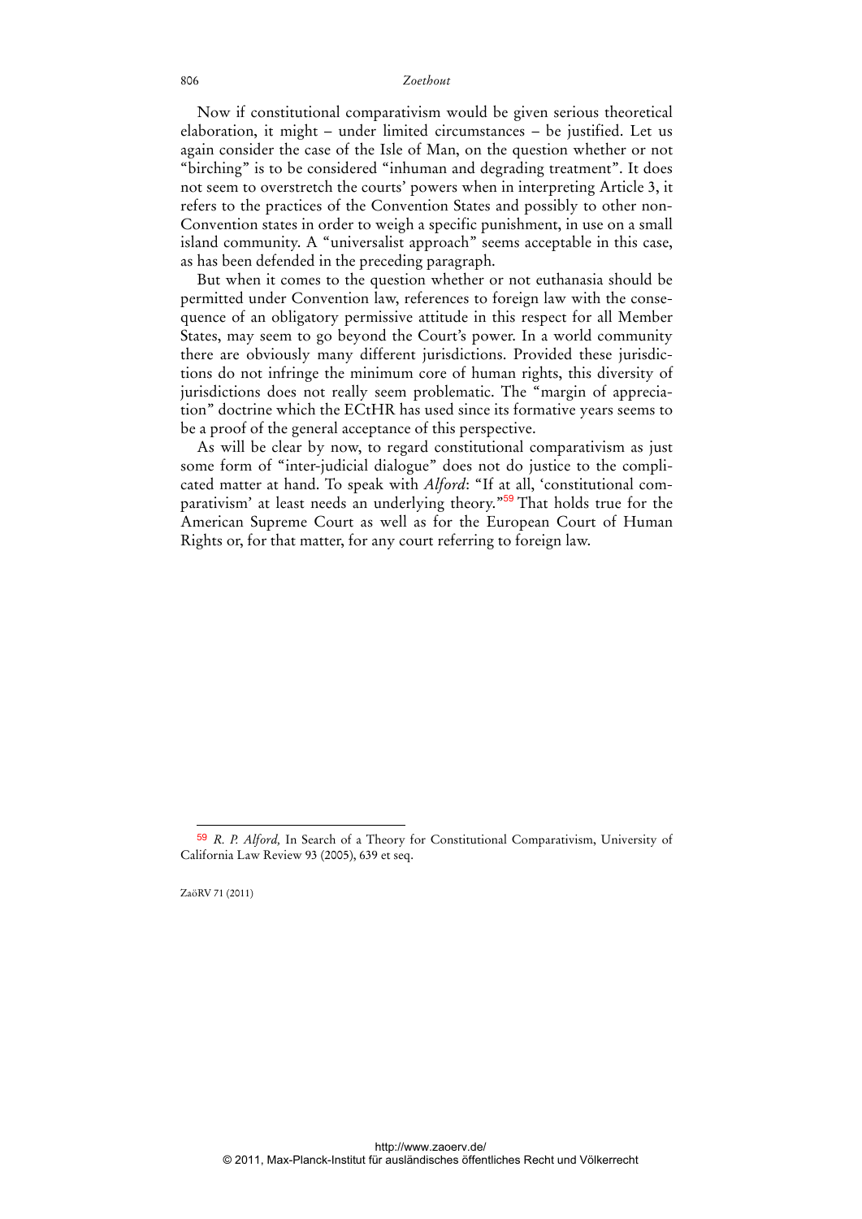Now if constitutional comparativism would be given serious theoretical elaboration, it might – under limited circumstances – be justified. Let us again consider the case of the Isle of Man, on the question whether or not "birching" is to be considered "inhuman and degrading treatment". It does not seem to overstretch the courts' powers when in interpreting Article 3, it refers to the practices of the Convention States and possibly to other non-Convention states in order to weigh a specific punishment, in use on a small island community. A "universalist approach" seems acceptable in this case, as has been defended in the preceding paragraph.

But when it comes to the question whether or not euthanasia should be permitted under Convention law, references to foreign law with the consequence of an obligatory permissive attitude in this respect for all Member States, may seem to go beyond the Court's power. In a world community there are obviously many different jurisdictions. Provided these jurisdictions do not infringe the minimum core of human rights, this diversity of jurisdictions does not really seem problematic. The "margin of appreciation" doctrine which the ECtHR has used since its formative years seems to be a proof of the general acceptance of this perspective.

As will be clear by now, to regard constitutional comparativism as just some form of "inter-judicial dialogue" does not do justice to the complicated matter at hand. To speak with *Alford*: "If at all, 'constitutional comparativism' at least needs an underlying theory."[59] That holds true for the American Supreme Court as well as for the European Court of Human Rights or, for that matter, for any court referring to foreign law.

---

[59] *R. P. Alford,* In Search of a Theory for Constitutional Comparativism, University of California Law Review 93 (2005), 639 et seq.